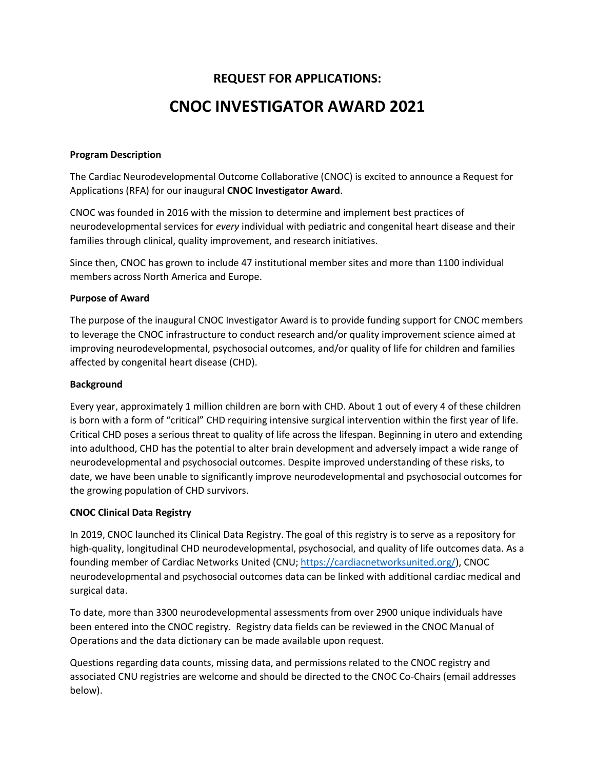# REQUEST FOR APPLICATIONS:

# CNOC INVESTIGATOR AWARD 2021

**Program Description**

The Cardiac Neurodevelopmental Outcome Collaborative (CNOC) is excited to announce a Request for Applications (RFA) for our inaugural **CNOC Investigator Award**.

CNOC was founded in 2016 with the mission to determine and implement best practices of neurodevelopmental services for *every* individual with pediatric and congenital heart disease and their families through clinical, quality improvement, and research initiatives.

Since then, CNOC has grown to include 47 institutional member sites and more than 1100 individual members across North America and Europe.

**Purpose of Award**

The purpose of the inaugural CNOC Investigator Award is to provide funding support for CNOC members to leverage the CNOC infrastructure to conduct research and/or quality improvement science aimed at improving neurodevelopmental, psychosocial outcomes, and/or quality of life for children and families affected by congenital heart disease (CHD).

**Background**

Every year, approximately 1 million children are born with CHD. About 1 out of every 4 of these children is born with a form of "critical" CHD requiring intensive surgical intervention within the first year of life. Critical CHD poses a serious threat to quality of life across the lifespan. Beginning in utero and extending into adulthood, CHD has the potential to alter brain development and adversely impact a wide range of neurodevelopmental and psychosocial outcomes. Despite improved understanding of these risks, to date, we have been unable to significantly improve neurodevelopmental and psychosocial outcomes for the growing population of CHD survivors.

**CNOC Clinical Data Registry**

In 2019, CNOC launched its Clinical Data Registry. The goal of this registry is to serve as a repository for high-quality, longitudinal CHD neurodevelopmental, psychosocial, and quality of life outcomes data. As a founding member of Cardiac Networks United (CNU; https://cardiacnetworksunited.org/), CNOC neurodevelopmental and psychosocial outcomes data can be linked with additional cardiac medical and surgical data.

To date, more than 3300 neurodevelopmental assessments from over 2900 unique individuals have been entered into the CNOC registry. Registry data fields can be reviewed in the CNOC Manual of Operations and the data dictionary can be made available upon request.

Questions regarding data counts, missing data, and permissions related to the CNOC registry and associated CNU registries are welcome and should be directed to the CNOC Co-Chairs (email addresses below).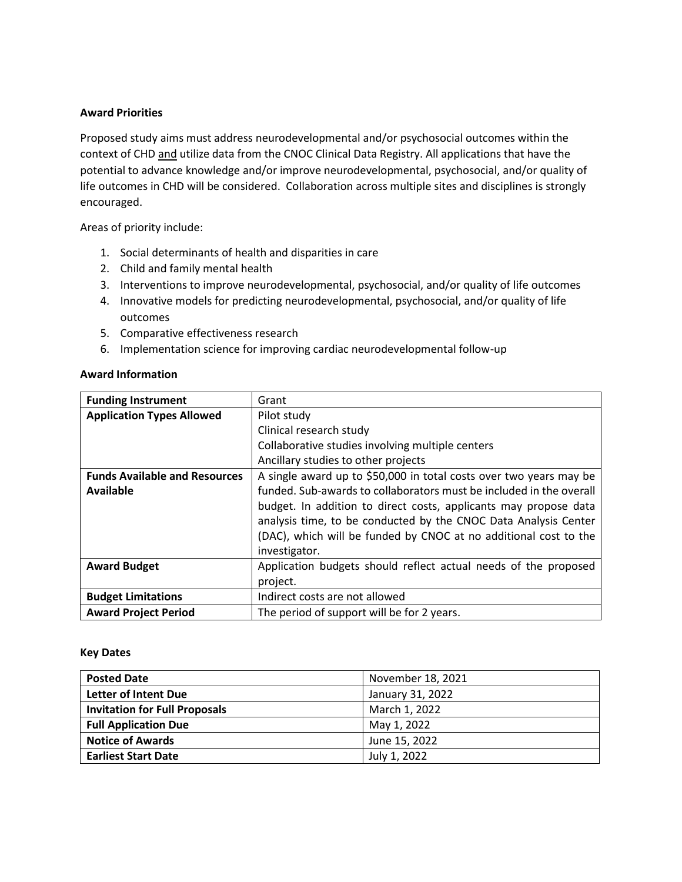**Award Priorities**

Proposed study aims must address neurodevelopmental and/or psychosocial outcomes within the context of CHD <u>and</u> utilize data from the CNOC Clinical Data Registry. All applications that have the potential to advance knowledge and/or improve neurodevelopmental, psychosocial, and/or quality of life outcomes in CHD will be considered. Collaboration across multiple sites and disciplines is strongly encouraged.

Areas of priority include:

1. Social determinants of health and disparities in care
2. Child and family mental health
3. Interventions to improve neurodevelopmental, psychosocial, and/or quality of life outcomes
4. Innovative models for predicting neurodevelopmental, psychosocial, and/or quality of life outcomes
5. Comparative effectiveness research
6. Implementation science for improving cardiac neurodevelopmental follow-up

**Award Information**

| | |
|---|---|
| **Funding Instrument** | Grant |
| **Application Types Allowed** | Pilot study<br>Clinical research study<br>Collaborative studies involving multiple centers<br>Ancillary studies to other projects |
| **Funds Available and Resources Available** | A single award up to $50,000 in total costs over two years may be funded. Sub-awards to collaborators must be included in the overall budget. In addition to direct costs, applicants may propose data analysis time, to be conducted by the CNOC Data Analysis Center (DAC), which will be funded by CNOC at no additional cost to the investigator. |
| **Award Budget** | Application budgets should reflect actual needs of the proposed project. |
| **Budget Limitations** | Indirect costs are not allowed |
| **Award Project Period** | The period of support will be for 2 years. |

**Key Dates**

| | |
|---|---|
| **Posted Date** | November 18, 2021 |
| **Letter of Intent Due** | January 31, 2022 |
| **Invitation for Full Proposals** | March 1, 2022 |
| **Full Application Due** | May 1, 2022 |
| **Notice of Awards** | June 15, 2022 |
| **Earliest Start Date** | July 1, 2022 |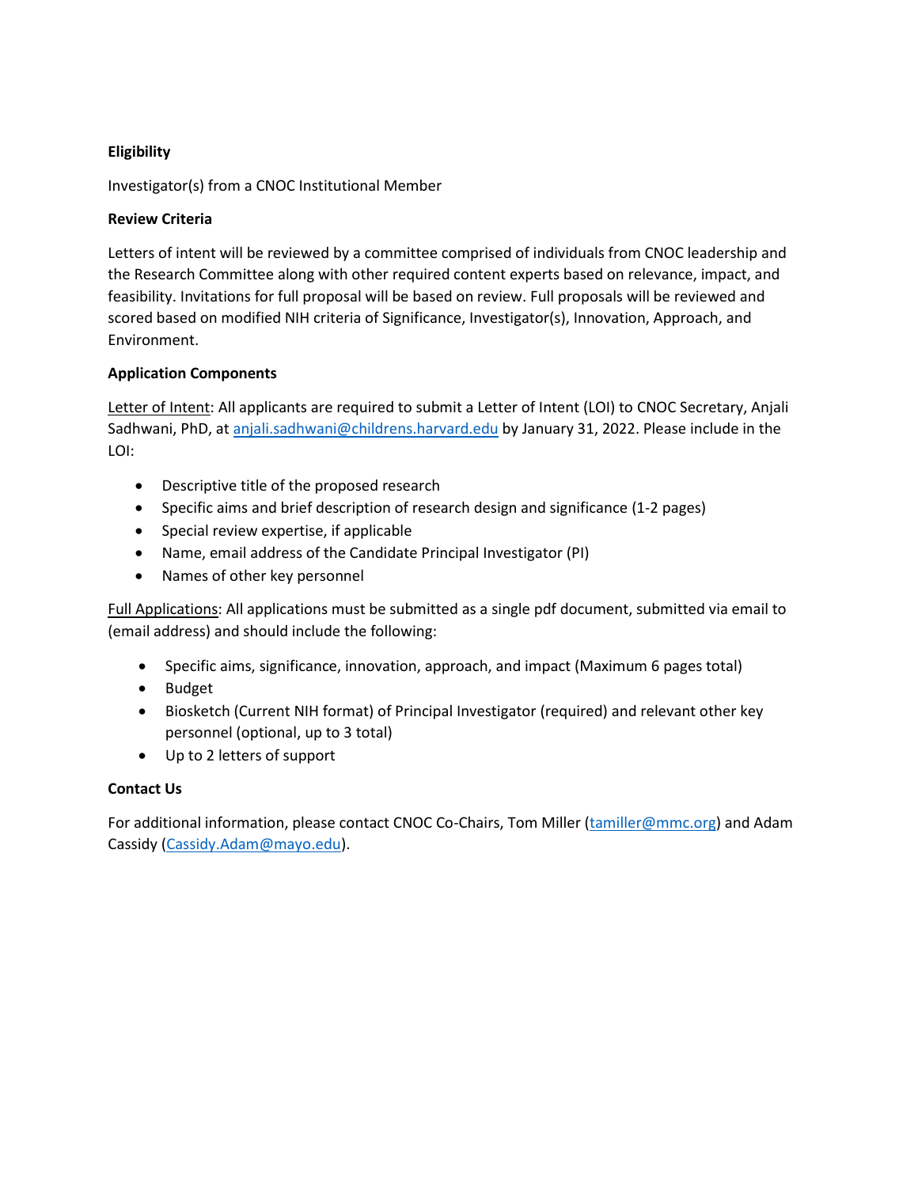**Eligibility**

Investigator(s) from a CNOC Institutional Member

**Review Criteria**

Letters of intent will be reviewed by a committee comprised of individuals from CNOC leadership and the Research Committee along with other required content experts based on relevance, impact, and feasibility. Invitations for full proposal will be based on review. Full proposals will be reviewed and scored based on modified NIH criteria of Significance, Investigator(s), Innovation, Approach, and Environment.

**Application Components**

Letter of Intent: All applicants are required to submit a Letter of Intent (LOI) to CNOC Secretary, Anjali Sadhwani, PhD, at anjali.sadhwani@childrens.harvard.edu by January 31, 2022. Please include in the LOI:

- Descriptive title of the proposed research
- Specific aims and brief description of research design and significance (1-2 pages)
- Special review expertise, if applicable
- Name, email address of the Candidate Principal Investigator (PI)
- Names of other key personnel

Full Applications: All applications must be submitted as a single pdf document, submitted via email to (email address) and should include the following:

- Specific aims, significance, innovation, approach, and impact (Maximum 6 pages total)
- Budget
- Biosketch (Current NIH format) of Principal Investigator (required) and relevant other key personnel (optional, up to 3 total)
- Up to 2 letters of support

**Contact Us**

For additional information, please contact CNOC Co-Chairs, Tom Miller (tamiller@mmc.org) and Adam Cassidy (Cassidy.Adam@mayo.edu).